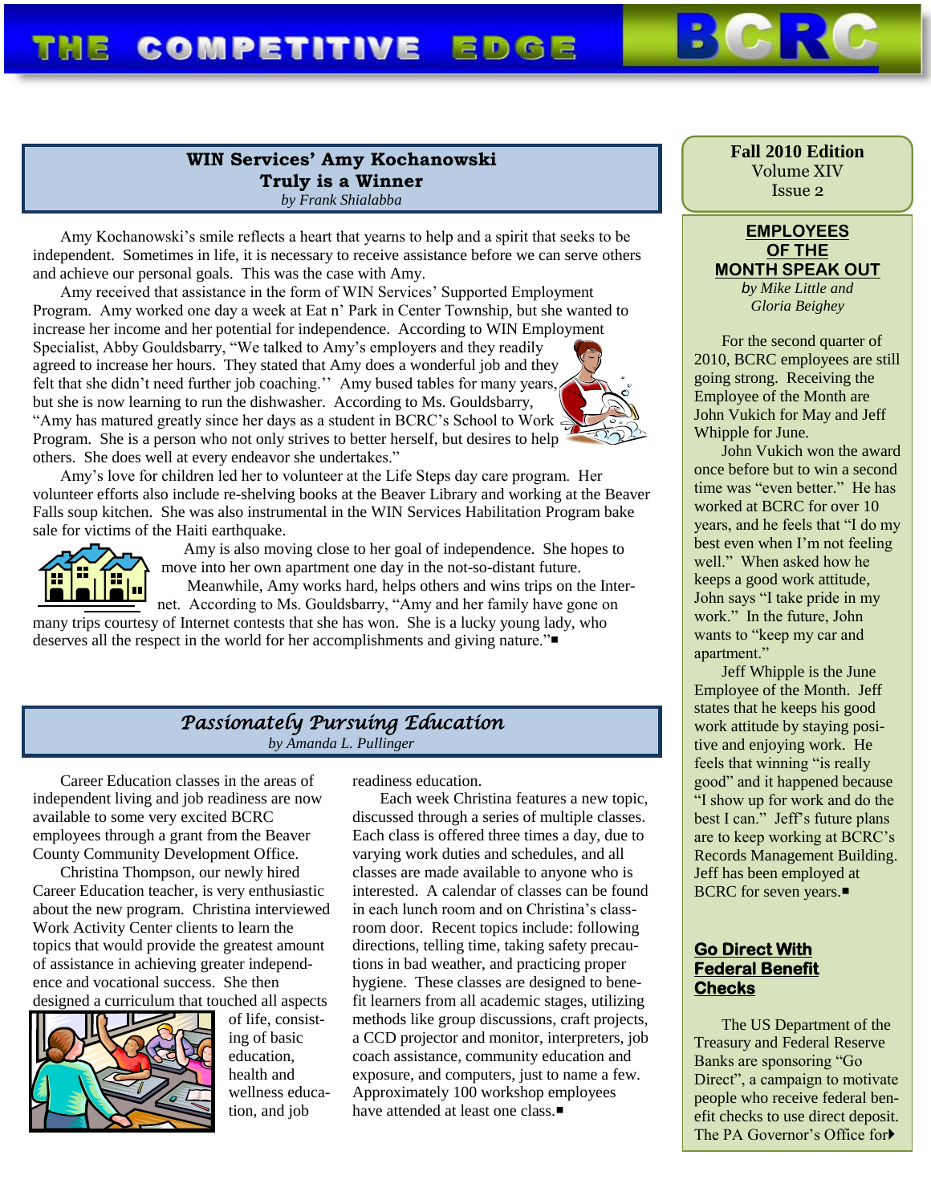# THE COMPETITIVE EDGE — BCRC

**Fall 2010 Edition**
Volume XIV
Issue 2

## WIN Services' Amy Kochanowski Truly is a Winner

*by Frank Shialabba*

Amy Kochanowski's smile reflects a heart that yearns to help and a spirit that seeks to be independent. Sometimes in life, it is necessary to receive assistance before we can serve others and achieve our personal goals. This was the case with Amy.

Amy received that assistance in the form of WIN Services' Supported Employment Program. Amy worked one day a week at Eat n' Park in Center Township, but she wanted to increase her income and her potential for independence. According to WIN Employment Specialist, Abby Gouldsbarry, "We talked to Amy's employers and they readily agreed to increase her hours. They stated that Amy does a wonderful job and they felt that she didn't need further job coaching.'' Amy bused tables for many years, but she is now learning to run the dishwasher. According to Ms. Gouldsbarry, "Amy has matured greatly since her days as a student in BCRC's School to Work Program. She is a person who not only strives to better herself, but desires to help others. She does well at every endeavor she undertakes."

Amy's love for children led her to volunteer at the Life Steps day care program. Her volunteer efforts also include re-shelving books at the Beaver Library and working at the Beaver Falls soup kitchen. She was also instrumental in the WIN Services Habilitation Program bake sale for victims of the Haiti earthquake.

Amy is also moving close to her goal of independence. She hopes to move into her own apartment one day in the not-so-distant future.

Meanwhile, Amy works hard, helps others and wins trips on the Internet. According to Ms. Gouldsbarry, "Amy and her family have gone on many trips courtesy of Internet contests that she has won. She is a lucky young lady, who deserves all the respect in the world for her accomplishments and giving nature."■

## Passionately Pursuing Education

*by Amanda L. Pullinger*

Career Education classes in the areas of independent living and job readiness are now available to some very excited BCRC employees through a grant from the Beaver County Community Development Office.

Christina Thompson, our newly hired Career Education teacher, is very enthusiastic about the new program. Christina interviewed Work Activity Center clients to learn the topics that would provide the greatest amount of assistance in achieving greater independence and vocational success. She then designed a curriculum that touched all aspects of life, consisting of basic education, health and wellness education, and job readiness education.

Each week Christina features a new topic, discussed through a series of multiple classes. Each class is offered three times a day, due to varying work duties and schedules, and all classes are made available to anyone who is interested. A calendar of classes can be found in each lunch room and on Christina's classroom door. Recent topics include: following directions, telling time, taking safety precautions in bad weather, and practicing proper hygiene. These classes are designed to benefit learners from all academic stages, utilizing methods like group discussions, craft projects, a CCD projector and monitor, interpreters, job coach assistance, community education and exposure, and computers, just to name a few. Approximately 100 workshop employees have attended at least one class.■

## EMPLOYEES OF THE MONTH SPEAK OUT

*by Mike Little and Gloria Beighey*

For the second quarter of 2010, BCRC employees are still going strong. Receiving the Employee of the Month are John Vukich for May and Jeff Whipple for June.

John Vukich won the award once before but to win a second time was "even better." He has worked at BCRC for over 10 years, and he feels that "I do my best even when I'm not feeling well." When asked how he keeps a good work attitude, John says "I take pride in my work." In the future, John wants to "keep my car and apartment."

Jeff Whipple is the June Employee of the Month. Jeff states that he keeps his good work attitude by staying positive and enjoying work. He feels that winning "is really good" and it happened because "I show up for work and do the best I can." Jeff's future plans are to keep working at BCRC's Records Management Building. Jeff has been employed at BCRC for seven years.■

## Go Direct With Federal Benefit Checks

The US Department of the Treasury and Federal Reserve Banks are sponsoring "Go Direct", a campaign to motivate people who receive federal benefit checks to use direct deposit. The PA Governor's Office for▶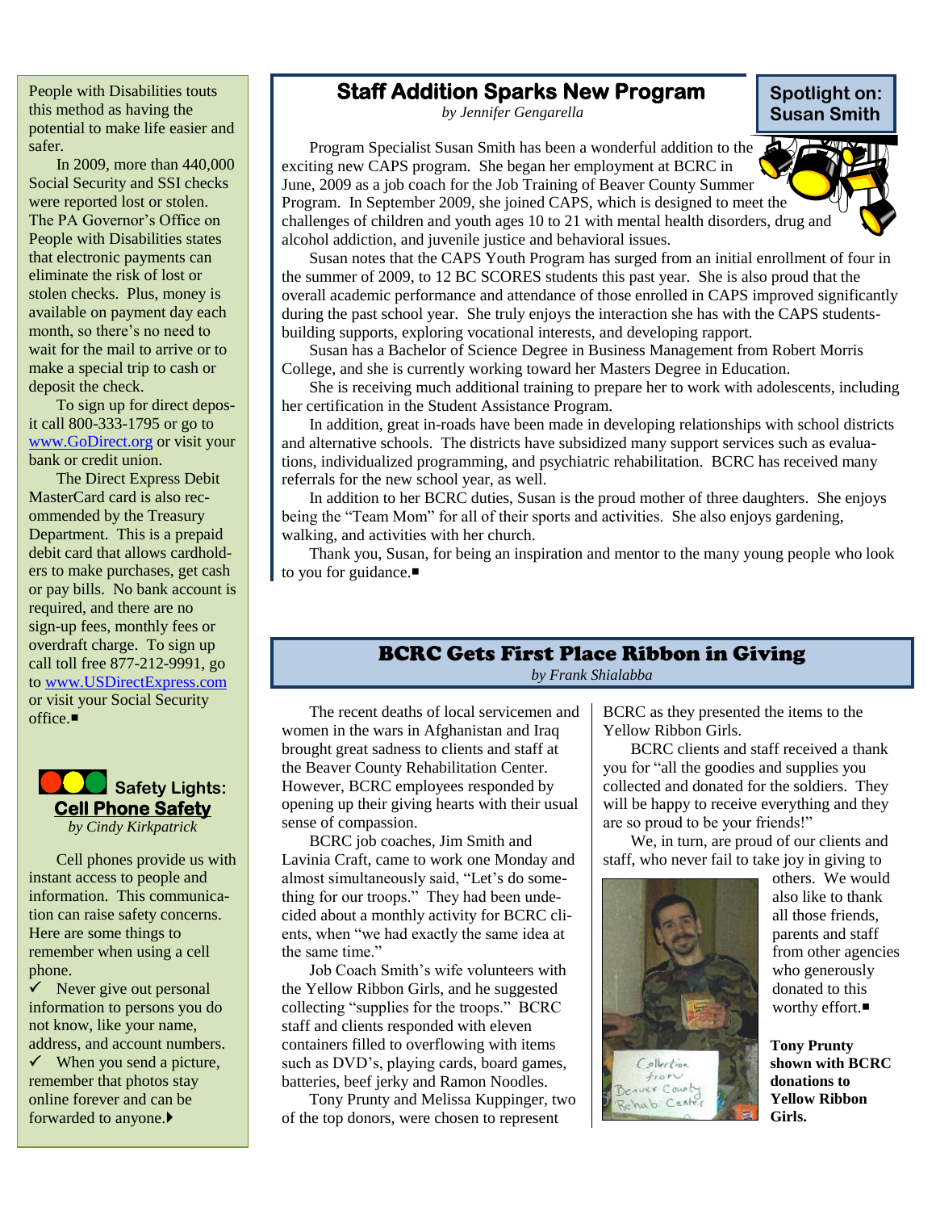People with Disabilities touts this method as having the potential to make life easier and safer.

In 2009, more than 440,000 Social Security and SSI checks were reported lost or stolen. The PA Governor's Office on People with Disabilities states that electronic payments can eliminate the risk of lost or stolen checks. Plus, money is available on payment day each month, so there's no need to wait for the mail to arrive or to make a special trip to cash or deposit the check.

To sign up for direct deposit call 800-333-1795 or go to www.GoDirect.org or visit your bank or credit union.

The Direct Express Debit MasterCard card is also recommended by the Treasury Department. This is a prepaid debit card that allows cardholders to make purchases, get cash or pay bills. No bank account is required, and there are no sign-up fees, monthly fees or overdraft charge. To sign up call toll free 877-212-9991, go to www.USDirectExpress.com or visit your Social Security office.■

## Safety Lights: Cell Phone Safety

*by Cindy Kirkpatrick*

Cell phones provide us with instant access to people and information. This communication can raise safety concerns. Here are some things to remember when using a cell phone.

- ✓ Never give out personal information to persons you do not know, like your name, address, and account numbers.
- ✓ When you send a picture, remember that photos stay online forever and can be forwarded to anyone.▶

## Staff Addition Sparks New Program

**Spotlight on: Susan Smith**

*by Jennifer Gengarella*

Program Specialist Susan Smith has been a wonderful addition to the exciting new CAPS program. She began her employment at BCRC in June, 2009 as a job coach for the Job Training of Beaver County Summer Program. In September 2009, she joined CAPS, which is designed to meet the challenges of children and youth ages 10 to 21 with mental health disorders, drug and alcohol addiction, and juvenile justice and behavioral issues.

Susan notes that the CAPS Youth Program has surged from an initial enrollment of four in the summer of 2009, to 12 BC SCORES students this past year. She is also proud that the overall academic performance and attendance of those enrolled in CAPS improved significantly during the past school year. She truly enjoys the interaction she has with the CAPS students-building supports, exploring vocational interests, and developing rapport.

Susan has a Bachelor of Science Degree in Business Management from Robert Morris College, and she is currently working toward her Masters Degree in Education.

She is receiving much additional training to prepare her to work with adolescents, including her certification in the Student Assistance Program.

In addition, great in-roads have been made in developing relationships with school districts and alternative schools. The districts have subsidized many support services such as evaluations, individualized programming, and psychiatric rehabilitation. BCRC has received many referrals for the new school year, as well.

In addition to her BCRC duties, Susan is the proud mother of three daughters. She enjoys being the "Team Mom" for all of their sports and activities. She also enjoys gardening, walking, and activities with her church.

Thank you, Susan, for being an inspiration and mentor to the many young people who look to you for guidance.■

## BCRC Gets First Place Ribbon in Giving

*by Frank Shialabba*

The recent deaths of local servicemen and women in the wars in Afghanistan and Iraq brought great sadness to clients and staff at the Beaver County Rehabilitation Center. However, BCRC employees responded by opening up their giving hearts with their usual sense of compassion.

BCRC job coaches, Jim Smith and Lavinia Craft, came to work one Monday and almost simultaneously said, "Let's do something for our troops." They had been undecided about a monthly activity for BCRC clients, when "we had exactly the same idea at the same time."

Job Coach Smith's wife volunteers with the Yellow Ribbon Girls, and he suggested collecting "supplies for the troops." BCRC staff and clients responded with eleven containers filled to overflowing with items such as DVD's, playing cards, board games, batteries, beef jerky and Ramon Noodles.

Tony Prunty and Melissa Kuppinger, two of the top donors, were chosen to represent BCRC as they presented the items to the Yellow Ribbon Girls.

BCRC clients and staff received a thank you for "all the goodies and supplies you collected and donated for the soldiers. They will be happy to receive everything and they are so proud to be your friends!"

We, in turn, are proud of our clients and staff, who never fail to take joy in giving to others. We would also like to thank all those friends, parents and staff from other agencies who generously donated to this worthy effort.■

**Tony Prunty shown with BCRC donations to Yellow Ribbon Girls.**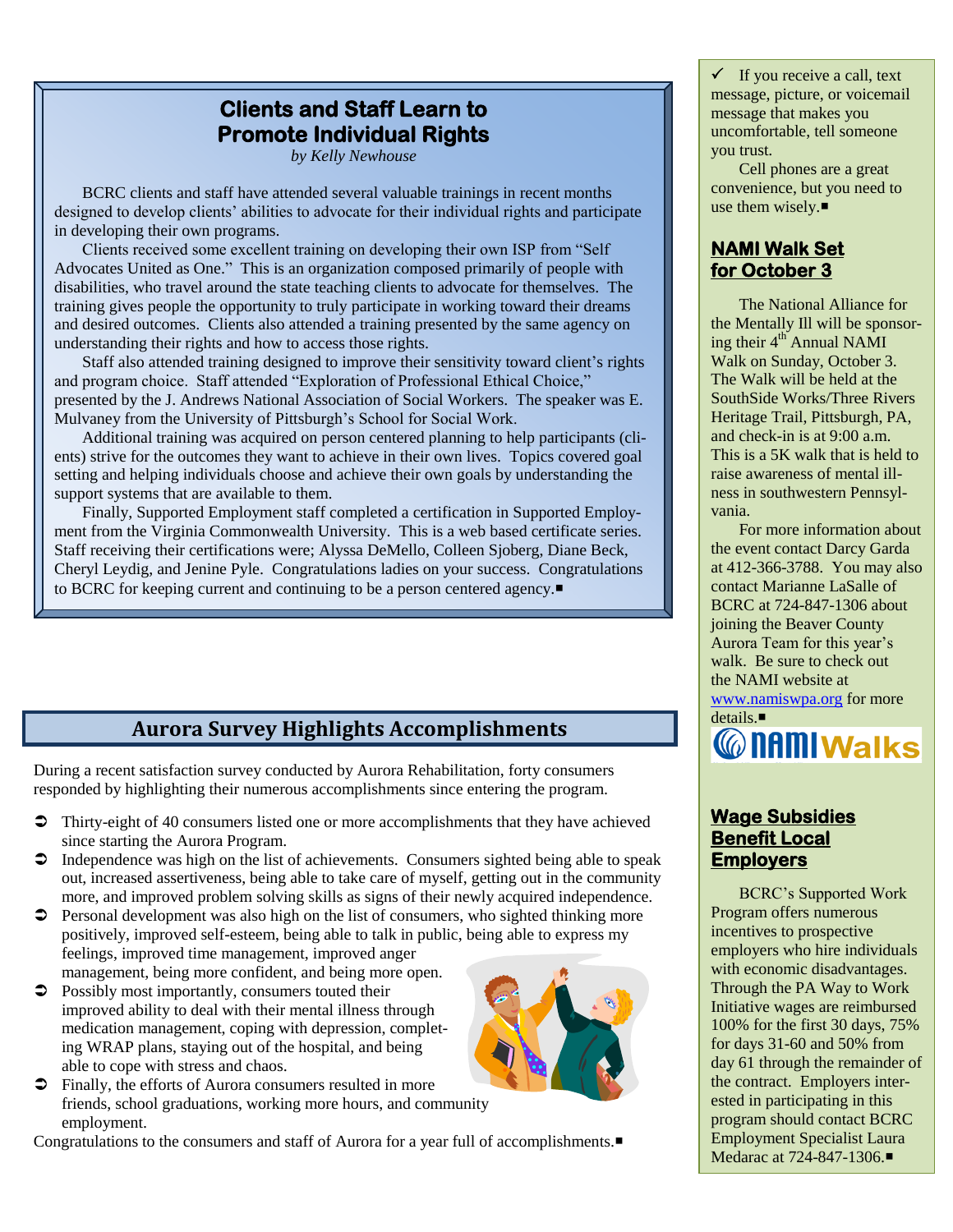## Clients and Staff Learn to Promote Individual Rights

*by Kelly Newhouse*

BCRC clients and staff have attended several valuable trainings in recent months designed to develop clients' abilities to advocate for their individual rights and participate in developing their own programs.

Clients received some excellent training on developing their own ISP from "Self Advocates United as One." This is an organization composed primarily of people with disabilities, who travel around the state teaching clients to advocate for themselves. The training gives people the opportunity to truly participate in working toward their dreams and desired outcomes. Clients also attended a training presented by the same agency on understanding their rights and how to access those rights.

Staff also attended training designed to improve their sensitivity toward client's rights and program choice. Staff attended "Exploration of Professional Ethical Choice," presented by the J. Andrews National Association of Social Workers. The speaker was E. Mulvaney from the University of Pittsburgh's School for Social Work.

Additional training was acquired on person centered planning to help participants (clients) strive for the outcomes they want to achieve in their own lives. Topics covered goal setting and helping individuals choose and achieve their own goals by understanding the support systems that are available to them.

Finally, Supported Employment staff completed a certification in Supported Employment from the Virginia Commonwealth University. This is a web based certificate series. Staff receiving their certifications were; Alyssa DeMello, Colleen Sjoberg, Diane Beck, Cheryl Leydig, and Jenine Pyle. Congratulations ladies on your success. Congratulations to BCRC for keeping current and continuing to be a person centered agency.■

## Aurora Survey Highlights Accomplishments

During a recent satisfaction survey conducted by Aurora Rehabilitation, forty consumers responded by highlighting their numerous accomplishments since entering the program.

- Thirty-eight of 40 consumers listed one or more accomplishments that they have achieved since starting the Aurora Program.
- Independence was high on the list of achievements. Consumers sighted being able to speak out, increased assertiveness, being able to take care of myself, getting out in the community more, and improved problem solving skills as signs of their newly acquired independence.
- Personal development was also high on the list of consumers, who sighted thinking more positively, improved self-esteem, being able to talk in public, being able to express my feelings, improved time management, improved anger management, being more confident, and being more open.
- Possibly most importantly, consumers touted their improved ability to deal with their mental illness through medication management, coping with depression, completing WRAP plans, staying out of the hospital, and being able to cope with stress and chaos.
- Finally, the efforts of Aurora consumers resulted in more friends, school graduations, working more hours, and community employment.

Congratulations to the consumers and staff of Aurora for a year full of accomplishments.■

✓ If you receive a call, text message, picture, or voicemail message that makes you uncomfortable, tell someone you trust.

Cell phones are a great convenience, but you need to use them wisely.■

## NAMI Walk Set for October 3

The National Alliance for the Mentally Ill will be sponsoring their 4th Annual NAMI Walk on Sunday, October 3. The Walk will be held at the SouthSide Works/Three Rivers Heritage Trail, Pittsburgh, PA, and check-in is at 9:00 a.m. This is a 5K walk that is held to raise awareness of mental illness in southwestern Pennsylvania.

For more information about the event contact Darcy Garda at 412-366-3788. You may also contact Marianne LaSalle of BCRC at 724-847-1306 about joining the Beaver County Aurora Team for this year's walk. Be sure to check out the NAMI website at www.namiswpa.org for more details.■

NAMIWalks

## Wage Subsidies Benefit Local Employers

BCRC's Supported Work Program offers numerous incentives to prospective employers who hire individuals with economic disadvantages. Through the PA Way to Work Initiative wages are reimbursed 100% for the first 30 days, 75% for days 31-60 and 50% from day 61 through the remainder of the contract. Employers interested in participating in this program should contact BCRC Employment Specialist Laura Medarac at 724-847-1306.■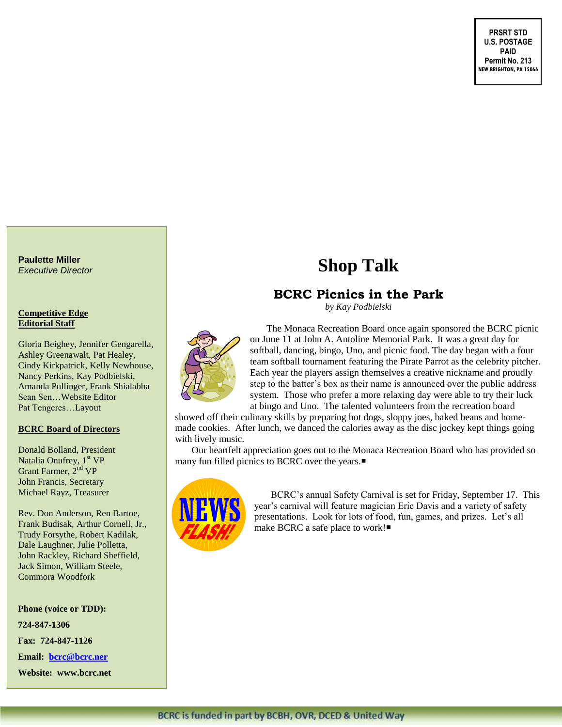PRSRT STD
U.S. POSTAGE
PAID
Permit No. 213
NEW BRIGHTON, PA 15066

**Paulette Miller**
*Executive Director*

**Competitive Edge Editorial Staff**

Gloria Beighey, Jennifer Gengarella, Ashley Greenawalt, Pat Healey, Cindy Kirkpatrick, Kelly Newhouse, Nancy Perkins, Kay Podbielski, Amanda Pullinger, Frank Shialabba
Sean Sen…Website Editor
Pat Tengeres…Layout

**BCRC Board of Directors**

Donald Bolland, President
Natalia Onufrey, 1st VP
Grant Farmer, 2nd VP
John Francis, Secretary
Michael Rayz, Treasurer

Rev. Don Anderson, Ren Bartoe, Frank Budisak, Arthur Cornell, Jr., Trudy Forsythe, Robert Kadilak, Dale Laughner, Julie Polletta, John Rackley, Richard Sheffield, Jack Simon, William Steele, Commora Woodfork

**Phone (voice or TDD):**
**724-847-1306**
**Fax: 724-847-1126**
**Email: bcrc@bcrc.ner**
**Website: www.bcrc.net**

# Shop Talk

## BCRC Picnics in the Park

*by Kay Podbielski*

The Monaca Recreation Board once again sponsored the BCRC picnic on June 11 at John A. Antoline Memorial Park. It was a great day for softball, dancing, bingo, Uno, and picnic food. The day began with a four team softball tournament featuring the Pirate Parrot as the celebrity pitcher. Each year the players assign themselves a creative nickname and proudly step to the batter's box as their name is announced over the public address system. Those who prefer a more relaxing day were able to try their luck at bingo and Uno. The talented volunteers from the recreation board showed off their culinary skills by preparing hot dogs, sloppy joes, baked beans and home-made cookies. After lunch, we danced the calories away as the disc jockey kept things going with lively music.

Our heartfelt appreciation goes out to the Monaca Recreation Board who has provided so many fun filled picnics to BCRC over the years.■

NEWS FLASH!

BCRC's annual Safety Carnival is set for Friday, September 17. This year's carnival will feature magician Eric Davis and a variety of safety presentations. Look for lots of food, fun, games, and prizes. Let's all make BCRC a safe place to work!■

BCRC is funded in part by BCBH, OVR, DCED & United Way